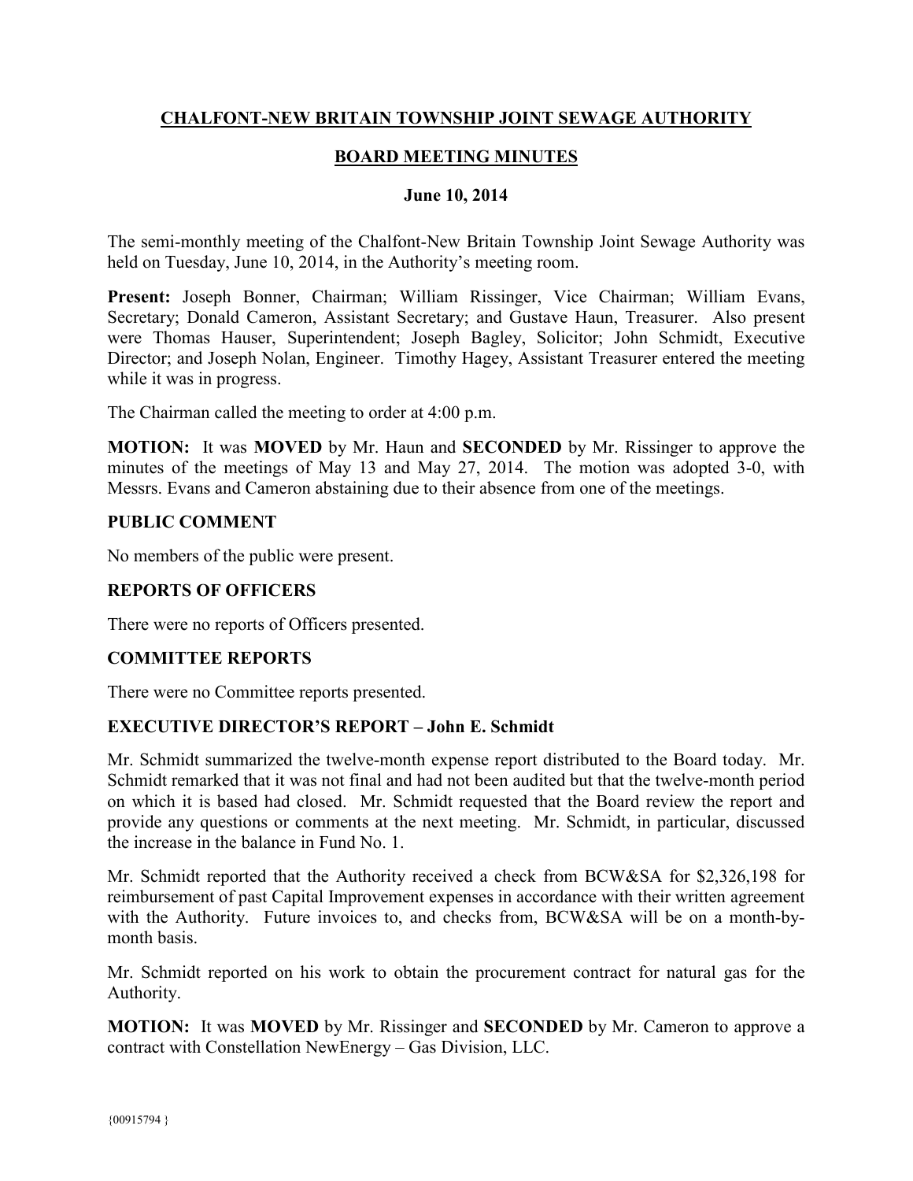# CHALFONT-NEW BRITAIN TOWNSHIP JOINT SEWAGE AUTHORITY

## BOARD MEETING MINUTES

### June 10, 2014

The semi-monthly meeting of the Chalfont-New Britain Township Joint Sewage Authority was held on Tuesday, June 10, 2014, in the Authority's meeting room.

**Present:** Joseph Bonner, Chairman; William Rissinger, Vice Chairman; William Evans, Secretary; Donald Cameron, Assistant Secretary; and Gustave Haun, Treasurer. Also present were Thomas Hauser, Superintendent; Joseph Bagley, Solicitor; John Schmidt, Executive Director; and Joseph Nolan, Engineer. Timothy Hagey, Assistant Treasurer entered the meeting while it was in progress.

The Chairman called the meeting to order at 4:00 p.m.

**MOTION:** It was **MOVED** by Mr. Haun and **SECONDED** by Mr. Rissinger to approve the minutes of the meetings of May 13 and May 27, 2014. The motion was adopted 3-0, with Messrs. Evans and Cameron abstaining due to their absence from one of the meetings.

### PUBLIC COMMENT

No members of the public were present.

### REPORTS OF OFFICERS

There were no reports of Officers presented.

### COMMITTEE REPORTS

There were no Committee reports presented.

### EXECUTIVE DIRECTOR'S REPORT – John E. Schmidt

Mr. Schmidt summarized the twelve-month expense report distributed to the Board today. Mr. Schmidt remarked that it was not final and had not been audited but that the twelve-month period on which it is based had closed. Mr. Schmidt requested that the Board review the report and provide any questions or comments at the next meeting. Mr. Schmidt, in particular, discussed the increase in the balance in Fund No. 1.

Mr. Schmidt reported that the Authority received a check from BCW&SA for $2,326,198 for reimbursement of past Capital Improvement expenses in accordance with their written agreement with the Authority. Future invoices to, and checks from, BCW&SA will be on a month-by-month basis.

Mr. Schmidt reported on his work to obtain the procurement contract for natural gas for the Authority.

**MOTION:** It was **MOVED** by Mr. Rissinger and **SECONDED** by Mr. Cameron to approve a contract with Constellation NewEnergy – Gas Division, LLC.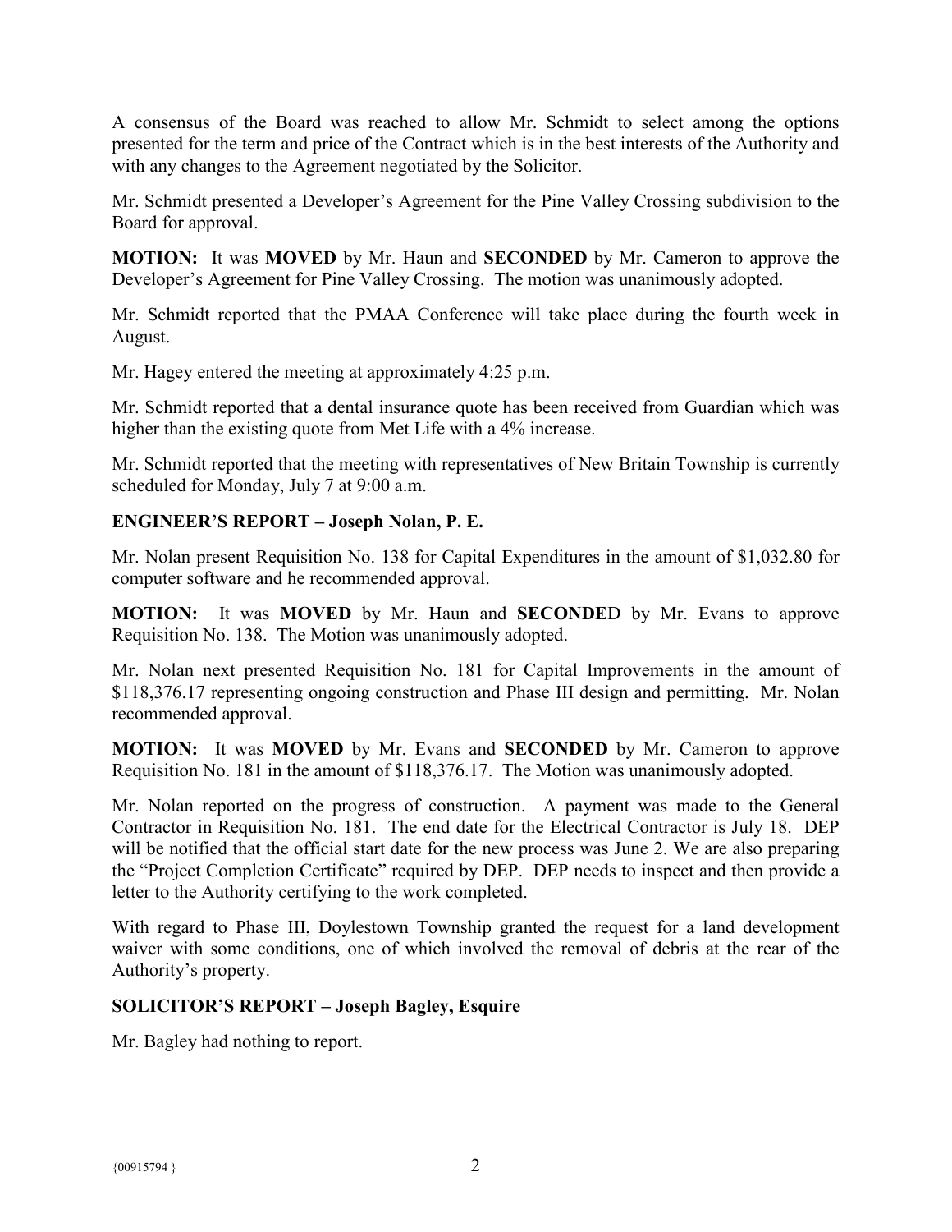A consensus of the Board was reached to allow Mr. Schmidt to select among the options presented for the term and price of the Contract which is in the best interests of the Authority and with any changes to the Agreement negotiated by the Solicitor.

Mr. Schmidt presented a Developer's Agreement for the Pine Valley Crossing subdivision to the Board for approval.

**MOTION:** It was **MOVED** by Mr. Haun and **SECONDED** by Mr. Cameron to approve the Developer's Agreement for Pine Valley Crossing. The motion was unanimously adopted.

Mr. Schmidt reported that the PMAA Conference will take place during the fourth week in August.

Mr. Hagey entered the meeting at approximately 4:25 p.m.

Mr. Schmidt reported that a dental insurance quote has been received from Guardian which was higher than the existing quote from Met Life with a 4% increase.

Mr. Schmidt reported that the meeting with representatives of New Britain Township is currently scheduled for Monday, July 7 at 9:00 a.m.

## ENGINEER'S REPORT – Joseph Nolan, P. E.

Mr. Nolan present Requisition No. 138 for Capital Expenditures in the amount of $1,032.80 for computer software and he recommended approval.

**MOTION:** It was **MOVED** by Mr. Haun and **SECONDE**D by Mr. Evans to approve Requisition No. 138. The Motion was unanimously adopted.

Mr. Nolan next presented Requisition No. 181 for Capital Improvements in the amount of $118,376.17 representing ongoing construction and Phase III design and permitting. Mr. Nolan recommended approval.

**MOTION:** It was **MOVED** by Mr. Evans and **SECONDED** by Mr. Cameron to approve Requisition No. 181 in the amount of $118,376.17. The Motion was unanimously adopted.

Mr. Nolan reported on the progress of construction. A payment was made to the General Contractor in Requisition No. 181. The end date for the Electrical Contractor is July 18. DEP will be notified that the official start date for the new process was June 2. We are also preparing the "Project Completion Certificate" required by DEP. DEP needs to inspect and then provide a letter to the Authority certifying to the work completed.

With regard to Phase III, Doylestown Township granted the request for a land development waiver with some conditions, one of which involved the removal of debris at the rear of the Authority's property.

## SOLICITOR'S REPORT – Joseph Bagley, Esquire

Mr. Bagley had nothing to report.

{00915794 }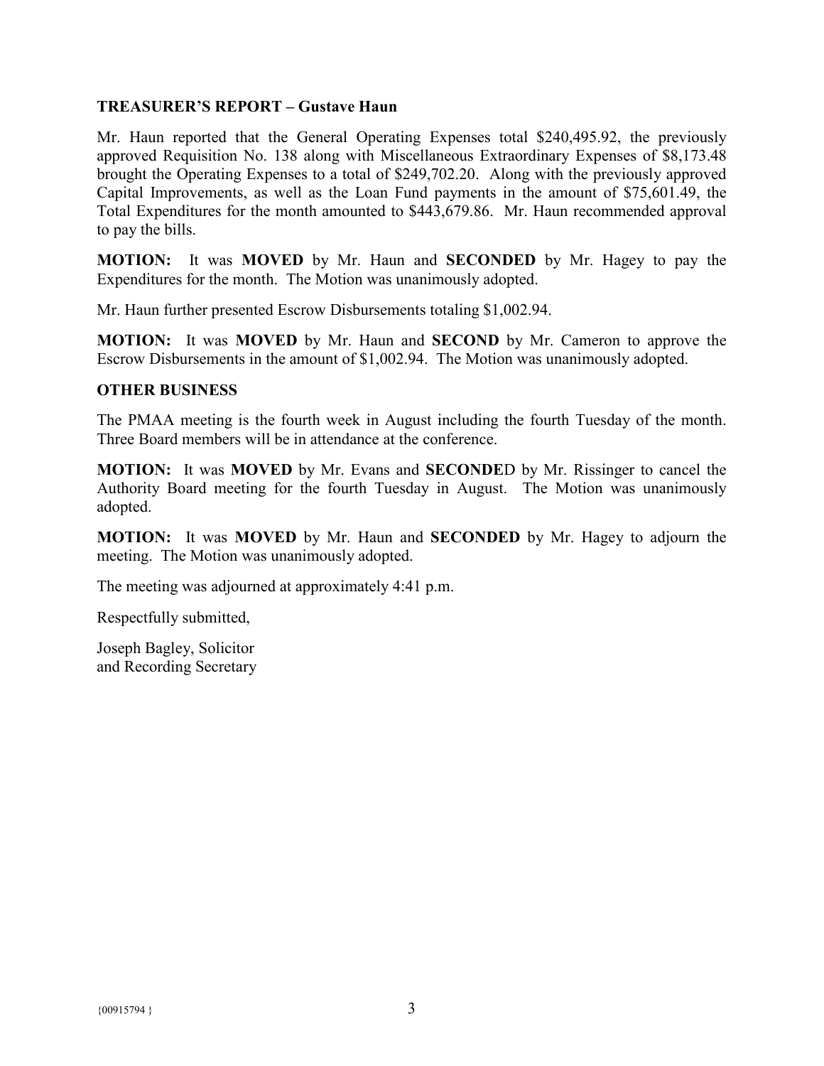**TREASURER'S REPORT – Gustave Haun**

Mr. Haun reported that the General Operating Expenses total $240,495.92, the previously approved Requisition No. 138 along with Miscellaneous Extraordinary Expenses of $8,173.48 brought the Operating Expenses to a total of $249,702.20. Along with the previously approved Capital Improvements, as well as the Loan Fund payments in the amount of $75,601.49, the Total Expenditures for the month amounted to $443,679.86. Mr. Haun recommended approval to pay the bills.

**MOTION:** It was **MOVED** by Mr. Haun and **SECONDED** by Mr. Hagey to pay the Expenditures for the month. The Motion was unanimously adopted.

Mr. Haun further presented Escrow Disbursements totaling $1,002.94.

**MOTION:** It was **MOVED** by Mr. Haun and **SECOND** by Mr. Cameron to approve the Escrow Disbursements in the amount of $1,002.94. The Motion was unanimously adopted.

**OTHER BUSINESS**

The PMAA meeting is the fourth week in August including the fourth Tuesday of the month. Three Board members will be in attendance at the conference.

**MOTION:** It was **MOVED** by Mr. Evans and **SECONDE**D by Mr. Rissinger to cancel the Authority Board meeting for the fourth Tuesday in August. The Motion was unanimously adopted.

**MOTION:** It was **MOVED** by Mr. Haun and **SECONDED** by Mr. Hagey to adjourn the meeting. The Motion was unanimously adopted.

The meeting was adjourned at approximately 4:41 p.m.

Respectfully submitted,

Joseph Bagley, Solicitor
and Recording Secretary

{00915794 }